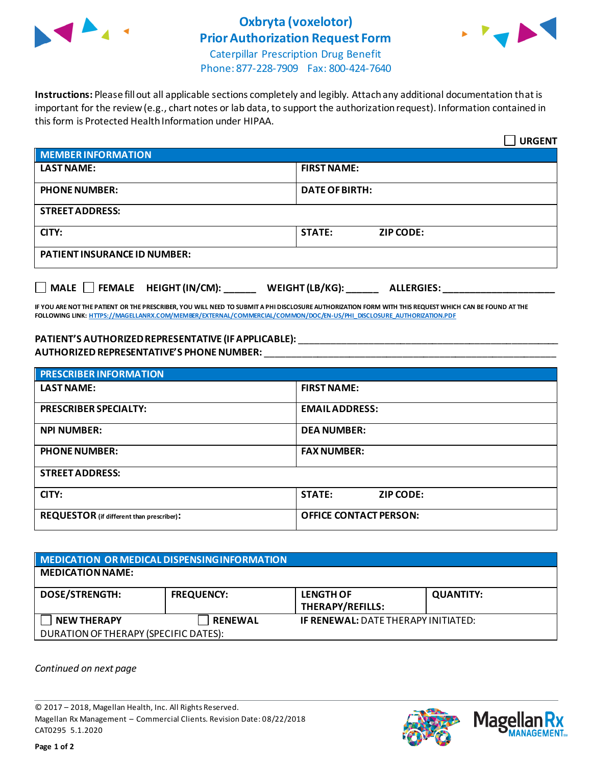# Oxbryta (voxelotor) Prior Authorization Request Form

Caterpillar Prescription Drug Benefit
Phone: 877-228-7909 Fax: 800-424-7640

**Instructions:** Please fill out all applicable sections completely and legibly. Attach any additional documentation that is important for the review (e.g., chart notes or lab data, to support the authorization request). Information contained in this form is Protected Health Information under HIPAA.

☐ **URGENT**

| MEMBER INFORMATION | |
|---|---|
| **LAST NAME:** | **FIRST NAME:** |
| **PHONE NUMBER:** | **DATE OF BIRTH:** |
| **STREET ADDRESS:** | |
| **CITY:** | **STATE: ZIP CODE:** |
| **PATIENT INSURANCE ID NUMBER:** | |

☐ **MALE** ☐ **FEMALE** **HEIGHT (IN/CM):** ______ **WEIGHT (LB/KG):** ______ **ALLERGIES:** ____________________

**IF YOU ARE NOT THE PATIENT OR THE PRESCRIBER, YOU WILL NEED TO SUBMIT A PHI DISCLOSURE AUTHORIZATION FORM WITH THIS REQUEST WHICH CAN BE FOUND AT THE FOLLOWING LINK:** HTTPS://MAGELLANRX.COM/MEMBER/EXTERNAL/COMMERCIAL/COMMON/DOC/EN-US/PHI_DISCLOSURE_AUTHORIZATION.PDF

**PATIENT'S AUTHORIZED REPRESENTATIVE (IF APPLICABLE):** ____________________________________________
**AUTHORIZED REPRESENTATIVE'S PHONE NUMBER:** ____________________________________________

| PRESCRIBER INFORMATION | |
|---|---|
| **LAST NAME:** | **FIRST NAME:** |
| **PRESCRIBER SPECIALTY:** | **EMAIL ADDRESS:** |
| **NPI NUMBER:** | **DEA NUMBER:** |
| **PHONE NUMBER:** | **FAX NUMBER:** |
| **STREET ADDRESS:** | |
| **CITY:** | **STATE: ZIP CODE:** |
| **REQUESTOR** (if different than prescriber)**:** | **OFFICE CONTACT PERSON:** |

| MEDICATION OR MEDICAL DISPENSING INFORMATION | | | |
|---|---|---|---|
| **MEDICATION NAME:** | | | |
| **DOSE/STRENGTH:** | **FREQUENCY:** | **LENGTH OF THERAPY/REFILLS:** | **QUANTITY:** |
| ☐ **NEW THERAPY** | ☐ **RENEWAL** | **IF RENEWAL:** DATE THERAPY INITIATED: | |
| DURATION OF THERAPY (SPECIFIC DATES): | | | |

*Continued on next page*

© 2017 – 2018, Magellan Health, Inc. All Rights Reserved.
Magellan Rx Management – Commercial Clients. Revision Date: 08/22/2018
CAT0295 5.1.2020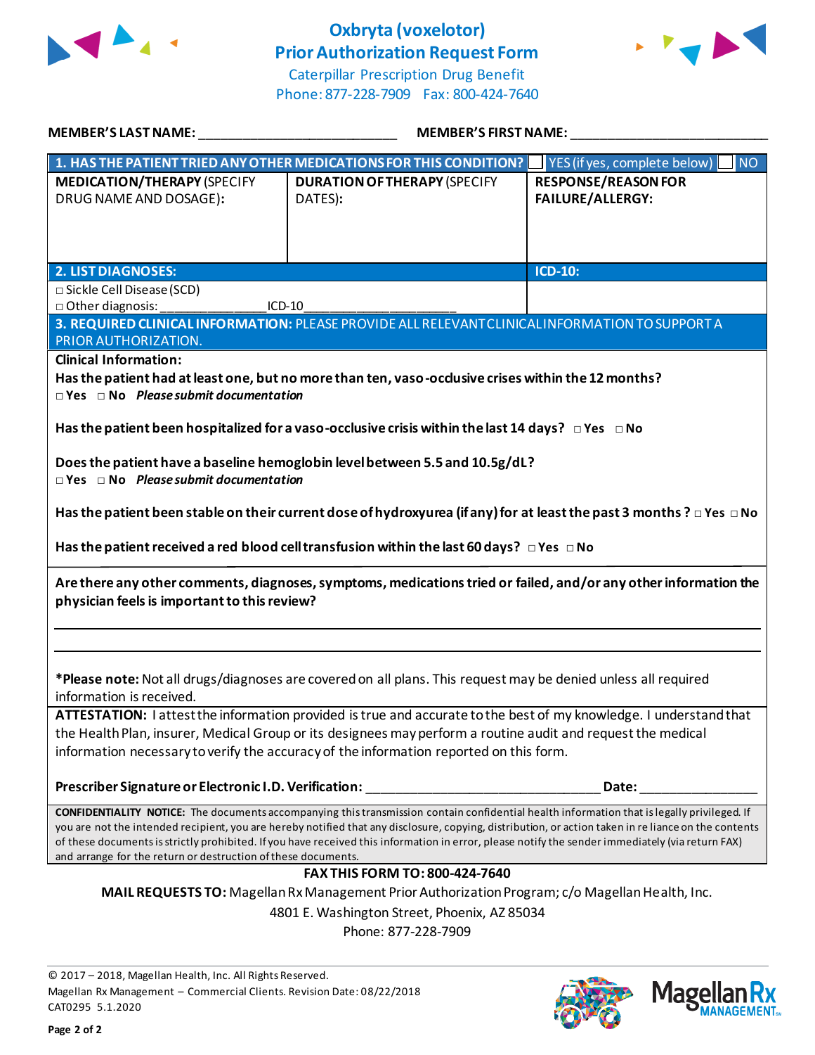# Oxbryta (voxelotor)
# Prior Authorization Request Form

Caterpillar Prescription Drug Benefit
Phone: 877-228-7909 Fax: 800-424-7640

**MEMBER'S LAST NAME:** ___________________________ **MEMBER'S FIRST NAME:** ___________________________

| **1. HAS THE PATIENT TRIED ANY OTHER MEDICATIONS FOR THIS CONDITION?** | | ☐ YES (if yes, complete below) ☐ NO |
|---|---|---|
| **MEDICATION/THERAPY** (SPECIFY DRUG NAME AND DOSAGE): | **DURATION OF THERAPY** (SPECIFY DATES): | **RESPONSE/REASON FOR FAILURE/ALLERGY:** |
| | | |

| **2. LIST DIAGNOSES:** | **ICD-10:** |
|---|---|
| □ Sickle Cell Disease (SCD)<br>□ Other diagnosis: _______________ICD-10_____________________ | |

**3. REQUIRED CLINICAL INFORMATION:** PLEASE PROVIDE ALL RELEVANT CLINICAL INFORMATION TO SUPPORT A PRIOR AUTHORIZATION.

**Clinical Information:**

**Has the patient had at least one, but no more than ten, vaso-occlusive crises within the 12 months?**
□ **Yes** □ **No** ***Please submit documentation***

**Has the patient been hospitalized for a vaso-occlusive crisis within the last 14 days?** □ **Yes** □ **No**

**Does the patient have a baseline hemoglobin level between 5.5 and 10.5g/dL?**
□ **Yes** □ **No** ***Please submit documentation***

**Has the patient been stable on their current dose of hydroxyurea (if any) for at least the past 3 months?** □ **Yes** □ **No**

**Has the patient received a red blood cell transfusion within the last 60 days?** □ **Yes** □ **No**

**Are there any other comments, diagnoses, symptoms, medications tried or failed, and/or any other information the physician feels is important to this review?**

_______________________________________________________________________________

_______________________________________________________________________________

***Please note:** Not all drugs/diagnoses are covered on all plans. This request may be denied unless all required information is received.

**ATTESTATION:** I attest the information provided is true and accurate to the best of my knowledge. I understand that the Health Plan, insurer, Medical Group or its designees may perform a routine audit and request the medical information necessary to verify the accuracy of the information reported on this form.

**Prescriber Signature or Electronic I.D. Verification:** ________________________________ **Date:** ________________

**CONFIDENTIALITY NOTICE:** The documents accompanying this transmission contain confidential health information that is legally privileged. If you are not the intended recipient, you are hereby notified that any disclosure, copying, distribution, or action taken in reliance on the contents of these documents is strictly prohibited. If you have received this information in error, please notify the sender immediately (via return FAX) and arrange for the return or destruction of these documents.

**FAX THIS FORM TO: 800-424-7640**

**MAIL REQUESTS TO:** Magellan Rx Management Prior Authorization Program; c/o Magellan Health, Inc.
4801 E. Washington Street, Phoenix, AZ 85034
Phone: 877-228-7909

© 2017 – 2018, Magellan Health, Inc. All Rights Reserved.
Magellan Rx Management – Commercial Clients. Revision Date: 08/22/2018
CAT0295 5.1.2020

Magellan Rx MANAGEMENT